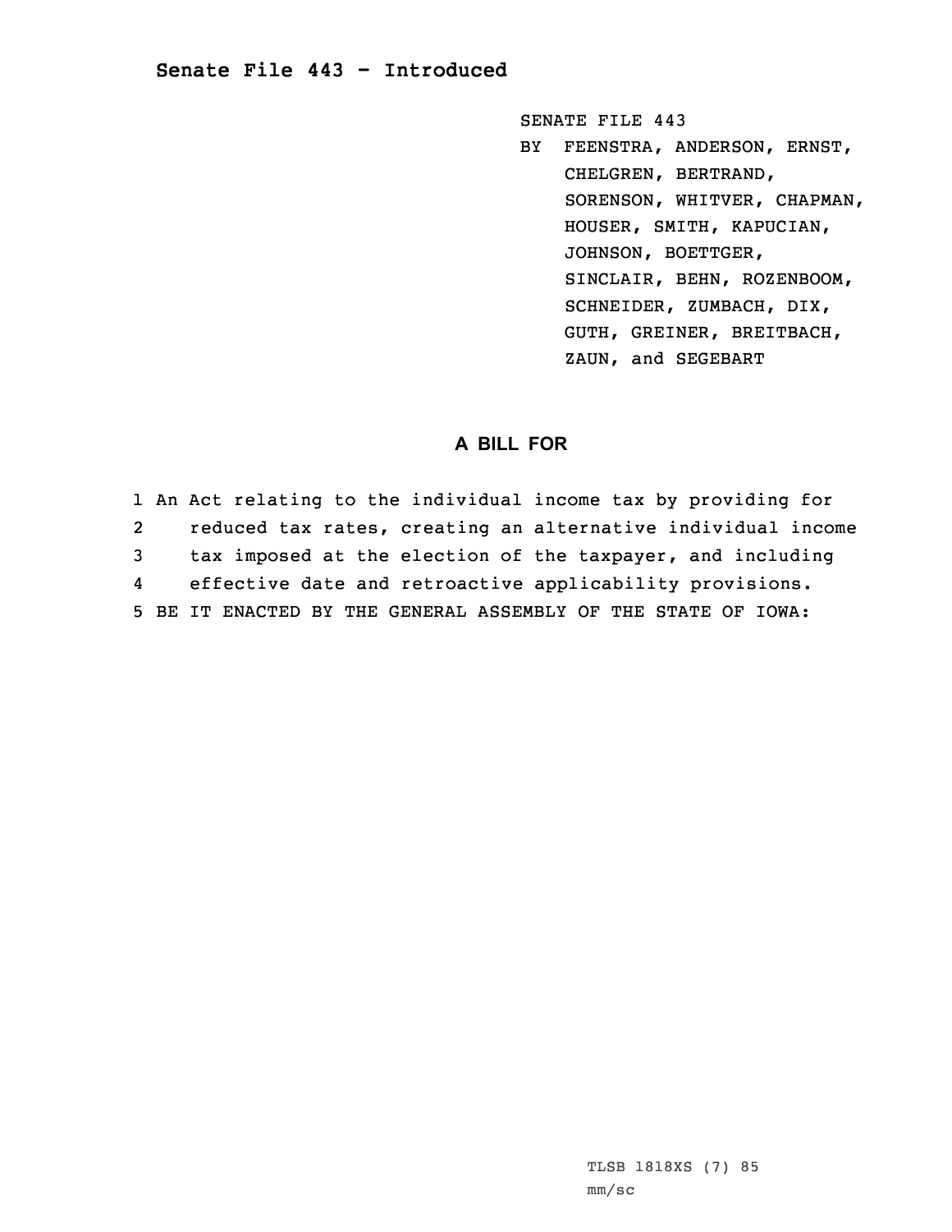## Senate File 443 - Introduced

SENATE FILE 443
BY FEENSTRA, ANDERSON, ERNST, CHELGREN, BERTRAND, SORENSON, WHITVER, CHAPMAN, HOUSER, SMITH, KAPUCIAN, JOHNSON, BOETTGER, SINCLAIR, BEHN, ROZENBOOM, SCHNEIDER, ZUMBACH, DIX, GUTH, GREINER, BREITBACH, ZAUN, and SEGEBART

### A BILL FOR

1 An Act relating to the individual income tax by providing for
2 reduced tax rates, creating an alternative individual income
3 tax imposed at the election of the taxpayer, and including
4 effective date and retroactive applicability provisions.
5 BE IT ENACTED BY THE GENERAL ASSEMBLY OF THE STATE OF IOWA:

TLSB 1818XS (7) 85
mm/sc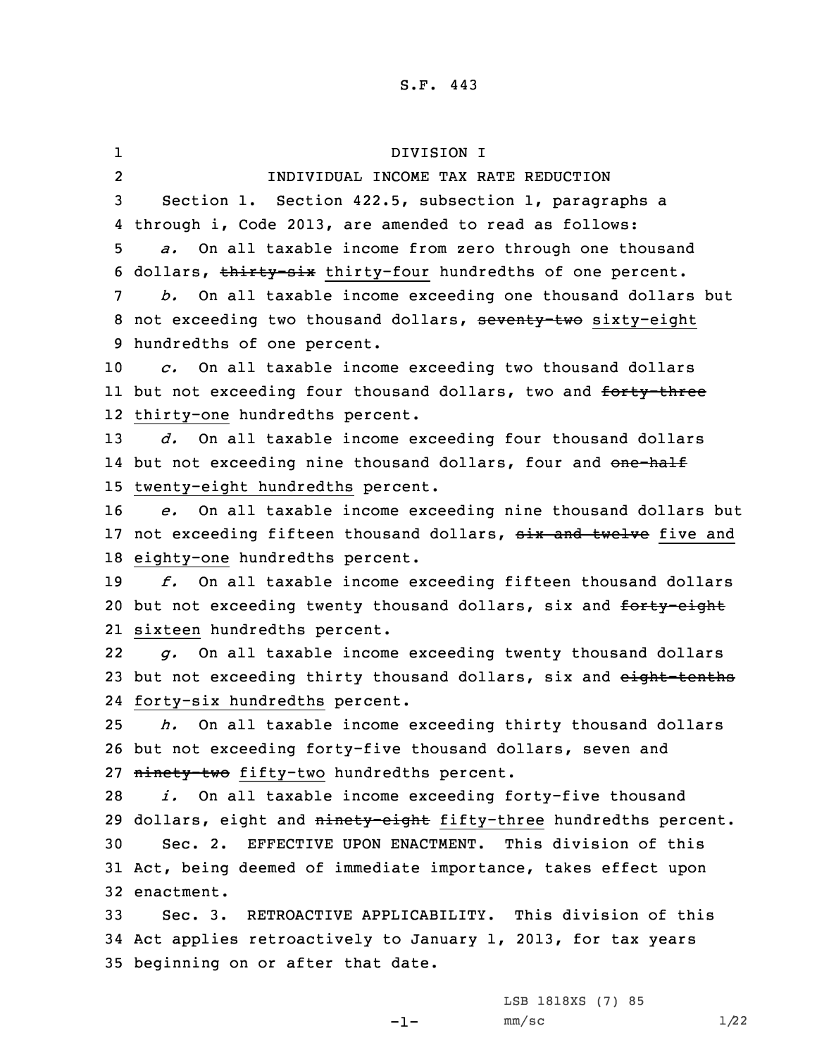DIVISION I

INDIVIDUAL INCOME TAX RATE REDUCTION

Section 1. Section 422.5, subsection 1, paragraphs a through i, Code 2013, are amended to read as follows:

*a.* On all taxable income from zero through one thousand dollars, ~~thirty-six~~ thirty-four hundredths of one percent.

*b.* On all taxable income exceeding one thousand dollars but not exceeding two thousand dollars, ~~seventy-two~~ sixty-eight hundredths of one percent.

*c.* On all taxable income exceeding two thousand dollars but not exceeding four thousand dollars, two and ~~forty-three~~ thirty-one hundredths percent.

*d.* On all taxable income exceeding four thousand dollars but not exceeding nine thousand dollars, four and ~~one-half~~ twenty-eight hundredths percent.

*e.* On all taxable income exceeding nine thousand dollars but not exceeding fifteen thousand dollars, ~~six and twelve~~ five and eighty-one hundredths percent.

*f.* On all taxable income exceeding fifteen thousand dollars but not exceeding twenty thousand dollars, six and ~~forty-eight~~ sixteen hundredths percent.

*g.* On all taxable income exceeding twenty thousand dollars but not exceeding thirty thousand dollars, six and ~~eight-tenths~~ forty-six hundredths percent.

*h.* On all taxable income exceeding thirty thousand dollars but not exceeding forty-five thousand dollars, seven and ~~ninety-two~~ fifty-two hundredths percent.

*i.* On all taxable income exceeding forty-five thousand dollars, eight and ~~ninety-eight~~ fifty-three hundredths percent.

Sec. 2. EFFECTIVE UPON ENACTMENT. This division of this Act, being deemed of immediate importance, takes effect upon enactment.

Sec. 3. RETROACTIVE APPLICABILITY. This division of this Act applies retroactively to January 1, 2013, for tax years beginning on or after that date.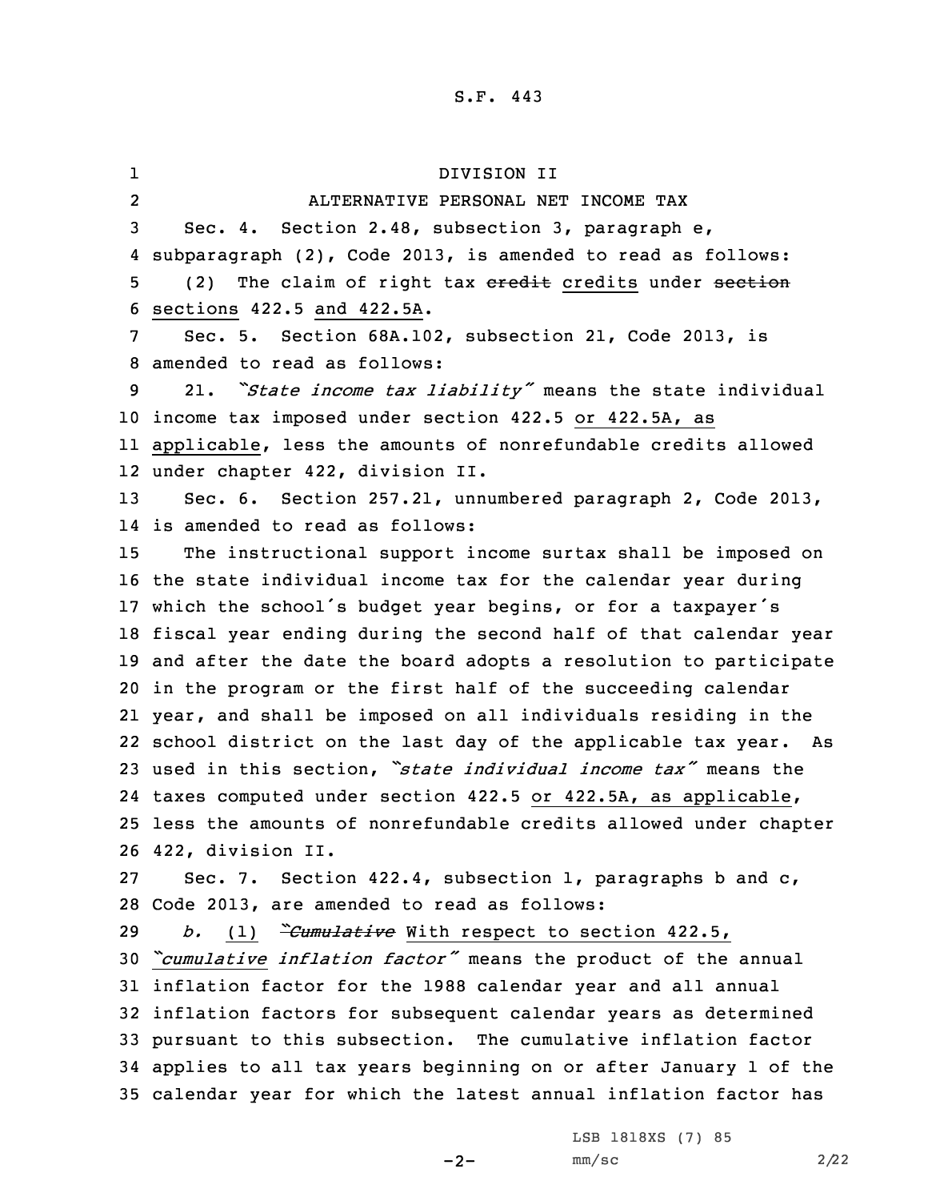DIVISION II

ALTERNATIVE PERSONAL NET INCOME TAX

Sec. 4. Section 2.48, subsection 3, paragraph e, subparagraph (2), Code 2013, is amended to read as follows:

(2) The claim of right tax ~~credit~~ credits under ~~section~~ sections 422.5 and 422.5A.

Sec. 5. Section 68A.102, subsection 21, Code 2013, is amended to read as follows:

21. *"State income tax liability"* means the state individual income tax imposed under section 422.5 or 422.5A, as applicable, less the amounts of nonrefundable credits allowed under chapter 422, division II.

Sec. 6. Section 257.21, unnumbered paragraph 2, Code 2013, is amended to read as follows:

The instructional support income surtax shall be imposed on the state individual income tax for the calendar year during which the school's budget year begins, or for a taxpayer's fiscal year ending during the second half of that calendar year and after the date the board adopts a resolution to participate in the program or the first half of the succeeding calendar year, and shall be imposed on all individuals residing in the school district on the last day of the applicable tax year. As used in this section, *"state individual income tax"* means the taxes computed under section 422.5 or 422.5A, as applicable, less the amounts of nonrefundable credits allowed under chapter 422, division II.

Sec. 7. Section 422.4, subsection 1, paragraphs b and c, Code 2013, are amended to read as follows:

*b.* (1) ~~*"Cumulative*~~ With respect to section 422.5, *"cumulative inflation factor"* means the product of the annual inflation factor for the 1988 calendar year and all annual inflation factors for subsequent calendar years as determined pursuant to this subsection. The cumulative inflation factor applies to all tax years beginning on or after January 1 of the calendar year for which the latest annual inflation factor has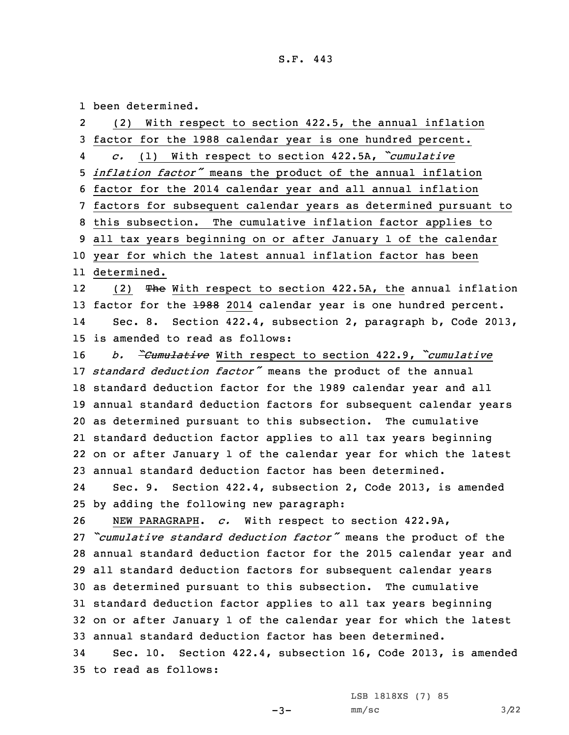been determined.

(2) With respect to section 422.5, the annual inflation factor for the 1988 calendar year is one hundred percent.

*c.* (1) With respect to section 422.5A, *"cumulative inflation factor"* means the product of the annual inflation factor for the 2014 calendar year and all annual inflation factors for subsequent calendar years as determined pursuant to this subsection. The cumulative inflation factor applies to all tax years beginning on or after January 1 of the calendar year for which the latest annual inflation factor has been determined.

(2) ~~The~~ With respect to section 422.5A, the annual inflation factor for the ~~1988~~ 2014 calendar year is one hundred percent.

Sec. 8. Section 422.4, subsection 2, paragraph b, Code 2013, is amended to read as follows:

*b.* ~~*"Cumulative*~~ With respect to section 422.9, *"cumulative standard deduction factor"* means the product of the annual standard deduction factor for the 1989 calendar year and all annual standard deduction factors for subsequent calendar years as determined pursuant to this subsection. The cumulative standard deduction factor applies to all tax years beginning on or after January 1 of the calendar year for which the latest annual standard deduction factor has been determined.

Sec. 9. Section 422.4, subsection 2, Code 2013, is amended by adding the following new paragraph:

NEW PARAGRAPH. *c.* With respect to section 422.9A, *"cumulative standard deduction factor"* means the product of the annual standard deduction factor for the 2015 calendar year and all standard deduction factors for subsequent calendar years as determined pursuant to this subsection. The cumulative standard deduction factor applies to all tax years beginning on or after January 1 of the calendar year for which the latest annual standard deduction factor has been determined.

Sec. 10. Section 422.4, subsection 16, Code 2013, is amended to read as follows: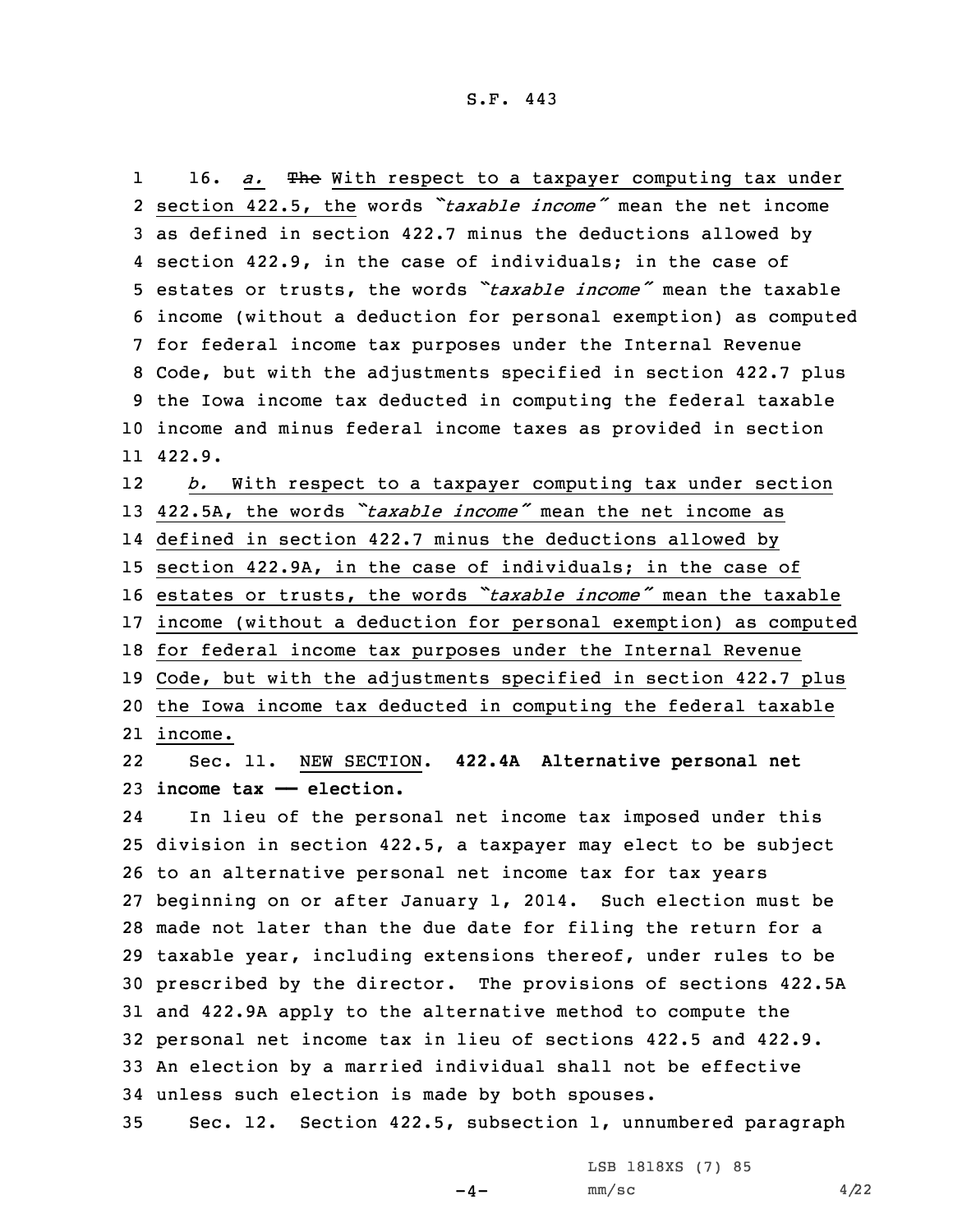16. *a.* ~~The~~ With respect to a taxpayer computing tax under section 422.5, the words *"taxable income"* mean the net income as defined in section 422.7 minus the deductions allowed by section 422.9, in the case of individuals; in the case of estates or trusts, the words *"taxable income"* mean the taxable income (without a deduction for personal exemption) as computed for federal income tax purposes under the Internal Revenue Code, but with the adjustments specified in section 422.7 plus the Iowa income tax deducted in computing the federal taxable income and minus federal income taxes as provided in section 422.9.

*b.* With respect to a taxpayer computing tax under section 422.5A, the words *"taxable income"* mean the net income as defined in section 422.7 minus the deductions allowed by section 422.9A, in the case of individuals; in the case of estates or trusts, the words *"taxable income"* mean the taxable income (without a deduction for personal exemption) as computed for federal income tax purposes under the Internal Revenue Code, but with the adjustments specified in section 422.7 plus the Iowa income tax deducted in computing the federal taxable income.

Sec. 11. NEW SECTION. **422.4A Alternative personal net income tax — election.**

In lieu of the personal net income tax imposed under this division in section 422.5, a taxpayer may elect to be subject to an alternative personal net income tax for tax years beginning on or after January 1, 2014. Such election must be made not later than the due date for filing the return for a taxable year, including extensions thereof, under rules to be prescribed by the director. The provisions of sections 422.5A and 422.9A apply to the alternative method to compute the personal net income tax in lieu of sections 422.5 and 422.9. An election by a married individual shall not be effective unless such election is made by both spouses.

Sec. 12. Section 422.5, subsection 1, unnumbered paragraph

LSB 1818XS (7) 85

mm/sc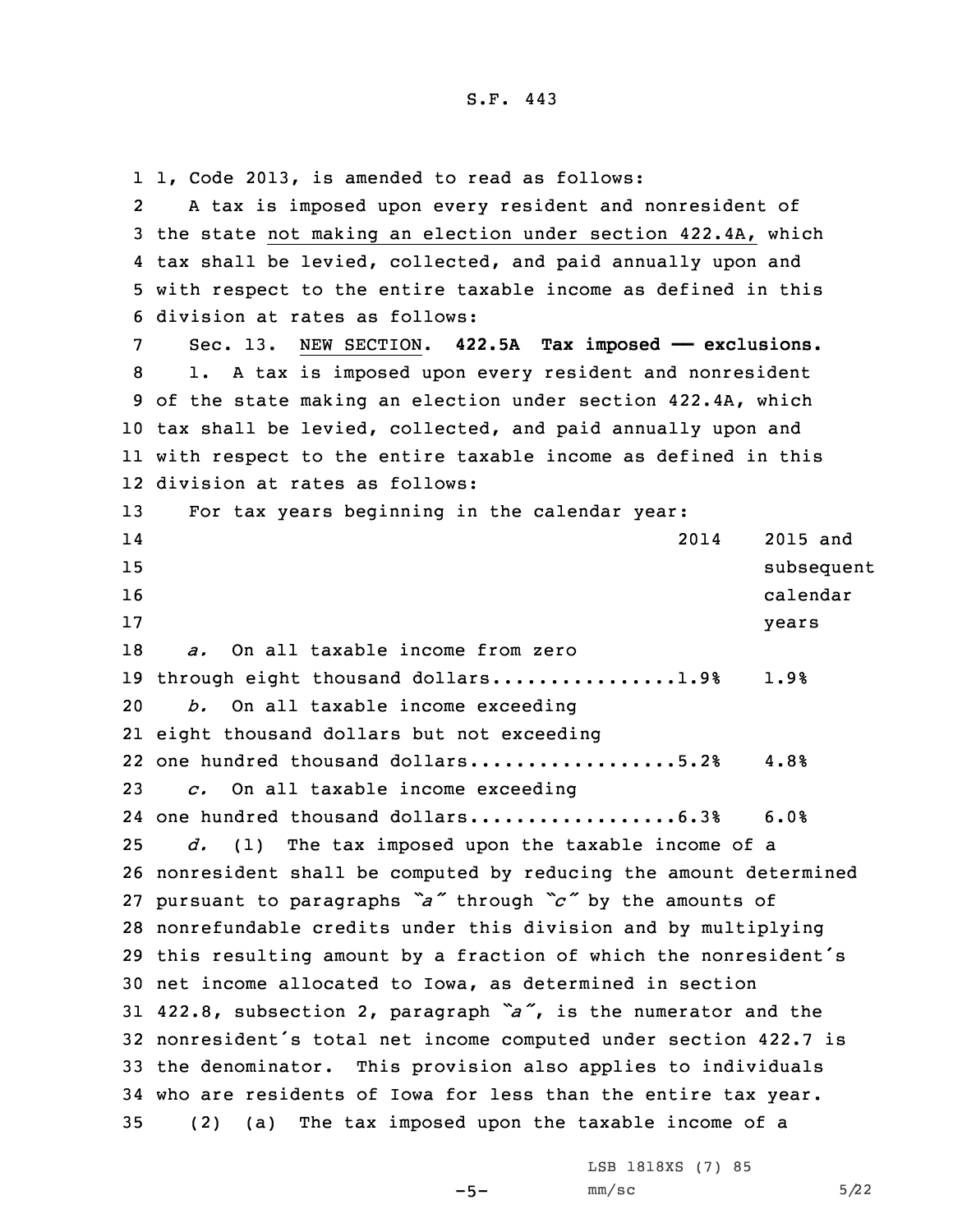1, Code 2013, is amended to read as follows:

A tax is imposed upon every resident and nonresident of the state not making an election under section 422.4A, which tax shall be levied, collected, and paid annually upon and with respect to the entire taxable income as defined in this division at rates as follows:

Sec. 13. NEW SECTION. **422.5A Tax imposed —— exclusions.**

1. A tax is imposed upon every resident and nonresident of the state making an election under section 422.4A, which tax shall be levied, collected, and paid annually upon and with respect to the entire taxable income as defined in this division at rates as follows:

For tax years beginning in the calendar year:

| | 2014 | 2015 and subsequent calendar years |
|---|---|---|
| *a.* On all taxable income from zero through eight thousand dollars | 1.9% | 1.9% |
| *b.* On all taxable income exceeding eight thousand dollars but not exceeding one hundred thousand dollars | 5.2% | 4.8% |
| *c.* On all taxable income exceeding one hundred thousand dollars | 6.3% | 6.0% |

*d.* (1) The tax imposed upon the taxable income of a nonresident shall be computed by reducing the amount determined pursuant to paragraphs "*a*" through "*c*" by the amounts of nonrefundable credits under this division and by multiplying this resulting amount by a fraction of which the nonresident's net income allocated to Iowa, as determined in section 422.8, subsection 2, paragraph "*a*", is the numerator and the nonresident's total net income computed under section 422.7 is the denominator. This provision also applies to individuals who are residents of Iowa for less than the entire tax year.

(2) (a) The tax imposed upon the taxable income of a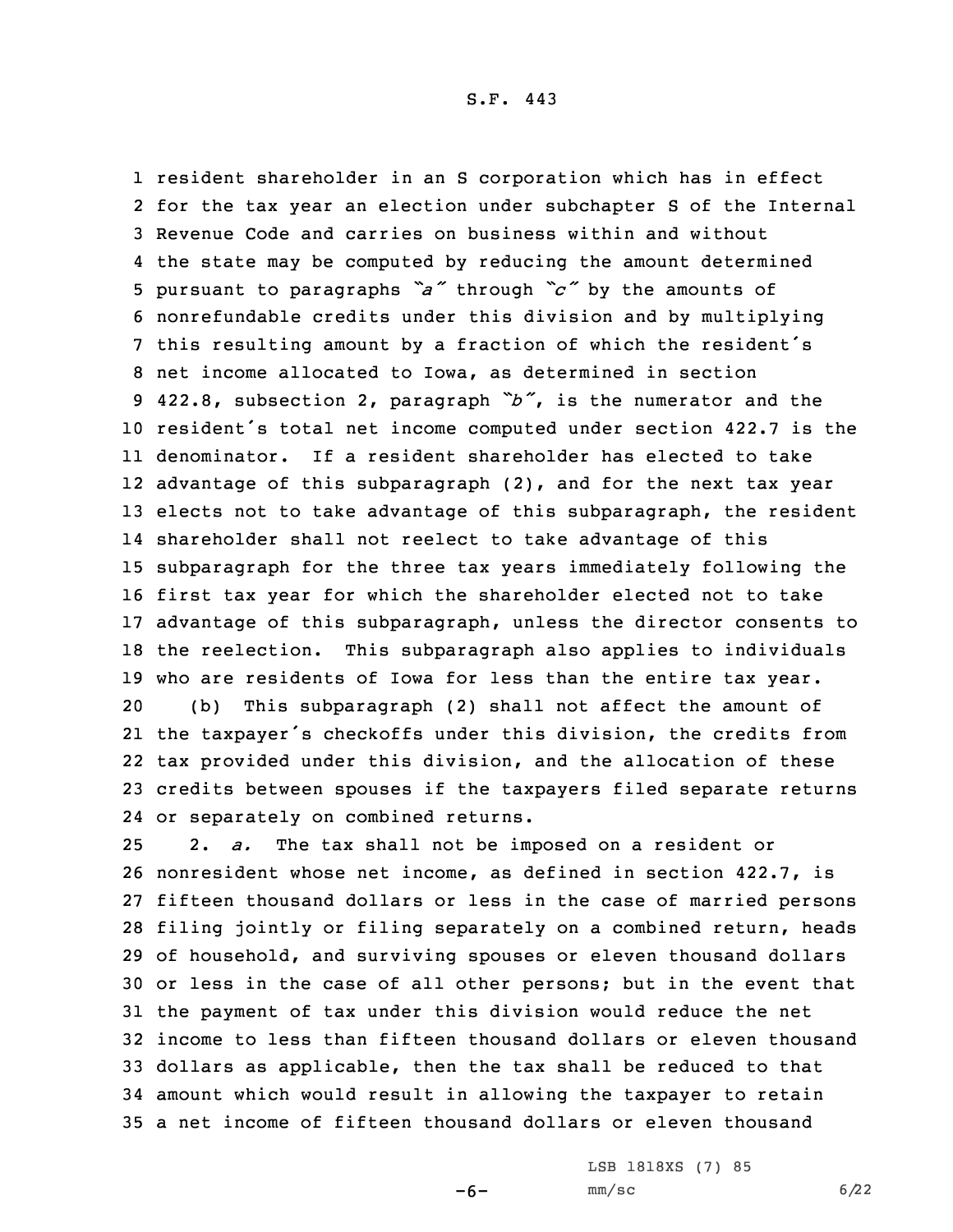resident shareholder in an S corporation which has in effect for the tax year an election under subchapter S of the Internal Revenue Code and carries on business within and without the state may be computed by reducing the amount determined pursuant to paragraphs *"a"* through *"c"* by the amounts of nonrefundable credits under this division and by multiplying this resulting amount by a fraction of which the resident's net income allocated to Iowa, as determined in section 422.8, subsection 2, paragraph *"b"*, is the numerator and the resident's total net income computed under section 422.7 is the denominator. If a resident shareholder has elected to take advantage of this subparagraph (2), and for the next tax year elects not to take advantage of this subparagraph, the resident shareholder shall not reelect to take advantage of this subparagraph for the three tax years immediately following the first tax year for which the shareholder elected not to take advantage of this subparagraph, unless the director consents to the reelection. This subparagraph also applies to individuals who are residents of Iowa for less than the entire tax year.

(b) This subparagraph (2) shall not affect the amount of the taxpayer's checkoffs under this division, the credits from tax provided under this division, and the allocation of these credits between spouses if the taxpayers filed separate returns or separately on combined returns.

2. *a.* The tax shall not be imposed on a resident or nonresident whose net income, as defined in section 422.7, is fifteen thousand dollars or less in the case of married persons filing jointly or filing separately on a combined return, heads of household, and surviving spouses or eleven thousand dollars or less in the case of all other persons; but in the event that the payment of tax under this division would reduce the net income to less than fifteen thousand dollars or eleven thousand dollars as applicable, then the tax shall be reduced to that amount which would result in allowing the taxpayer to retain a net income of fifteen thousand dollars or eleven thousand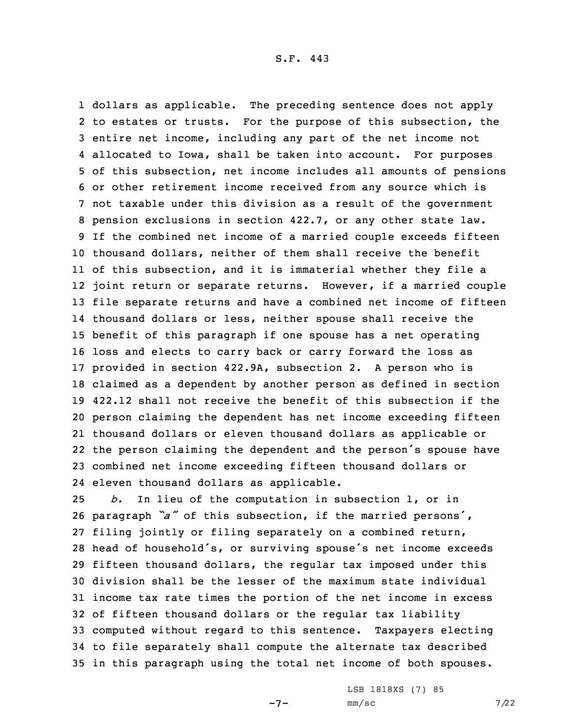dollars as applicable. The preceding sentence does not apply to estates or trusts. For the purpose of this subsection, the entire net income, including any part of the net income not allocated to Iowa, shall be taken into account. For purposes of this subsection, net income includes all amounts of pensions or other retirement income received from any source which is not taxable under this division as a result of the government pension exclusions in section 422.7, or any other state law. If the combined net income of a married couple exceeds fifteen thousand dollars, neither of them shall receive the benefit of this subsection, and it is immaterial whether they file a joint return or separate returns. However, if a married couple file separate returns and have a combined net income of fifteen thousand dollars or less, neither spouse shall receive the benefit of this paragraph if one spouse has a net operating loss and elects to carry back or carry forward the loss as provided in section 422.9A, subsection 2. A person who is claimed as a dependent by another person as defined in section 422.12 shall not receive the benefit of this subsection if the person claiming the dependent has net income exceeding fifteen thousand dollars or eleven thousand dollars as applicable or the person claiming the dependent and the person's spouse have combined net income exceeding fifteen thousand dollars or eleven thousand dollars as applicable.

*b.* In lieu of the computation in subsection 1, or in paragraph *"a"* of this subsection, if the married persons', filing jointly or filing separately on a combined return, head of household's, or surviving spouse's net income exceeds fifteen thousand dollars, the regular tax imposed under this division shall be the lesser of the maximum state individual income tax rate times the portion of the net income in excess of fifteen thousand dollars or the regular tax liability computed without regard to this sentence. Taxpayers electing to file separately shall compute the alternate tax described in this paragraph using the total net income of both spouses.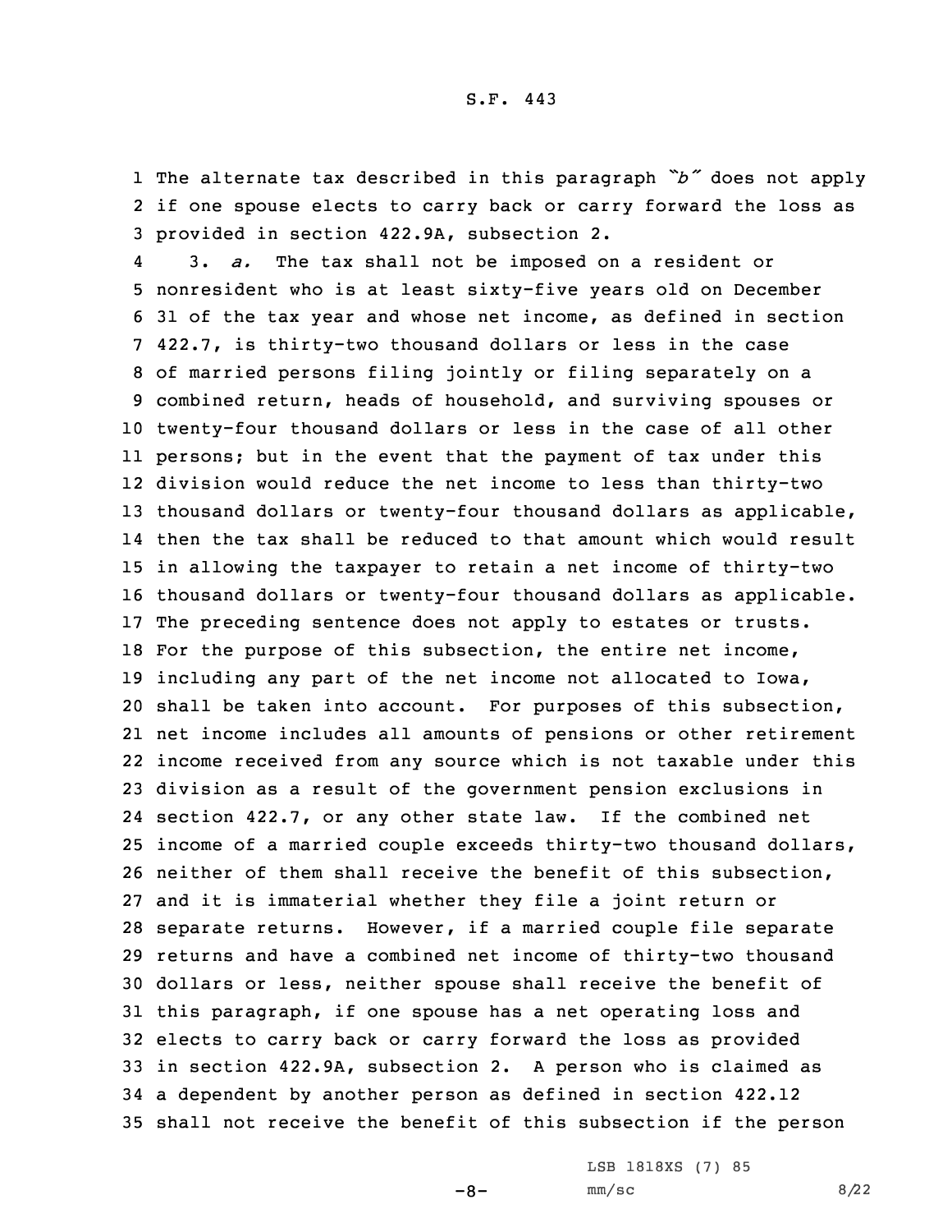The alternate tax described in this paragraph *"b"* does not apply if one spouse elects to carry back or carry forward the loss as provided in section 422.9A, subsection 2.

3. *a.* The tax shall not be imposed on a resident or nonresident who is at least sixty-five years old on December 31 of the tax year and whose net income, as defined in section 422.7, is thirty-two thousand dollars or less in the case of married persons filing jointly or filing separately on a combined return, heads of household, and surviving spouses or twenty-four thousand dollars or less in the case of all other persons; but in the event that the payment of tax under this division would reduce the net income to less than thirty-two thousand dollars or twenty-four thousand dollars as applicable, then the tax shall be reduced to that amount which would result in allowing the taxpayer to retain a net income of thirty-two thousand dollars or twenty-four thousand dollars as applicable. The preceding sentence does not apply to estates or trusts. For the purpose of this subsection, the entire net income, including any part of the net income not allocated to Iowa, shall be taken into account. For purposes of this subsection, net income includes all amounts of pensions or other retirement income received from any source which is not taxable under this division as a result of the government pension exclusions in section 422.7, or any other state law. If the combined net income of a married couple exceeds thirty-two thousand dollars, neither of them shall receive the benefit of this subsection, and it is immaterial whether they file a joint return or separate returns. However, if a married couple file separate returns and have a combined net income of thirty-two thousand dollars or less, neither spouse shall receive the benefit of this paragraph, if one spouse has a net operating loss and elects to carry back or carry forward the loss as provided in section 422.9A, subsection 2. A person who is claimed as a dependent by another person as defined in section 422.12 shall not receive the benefit of this subsection if the person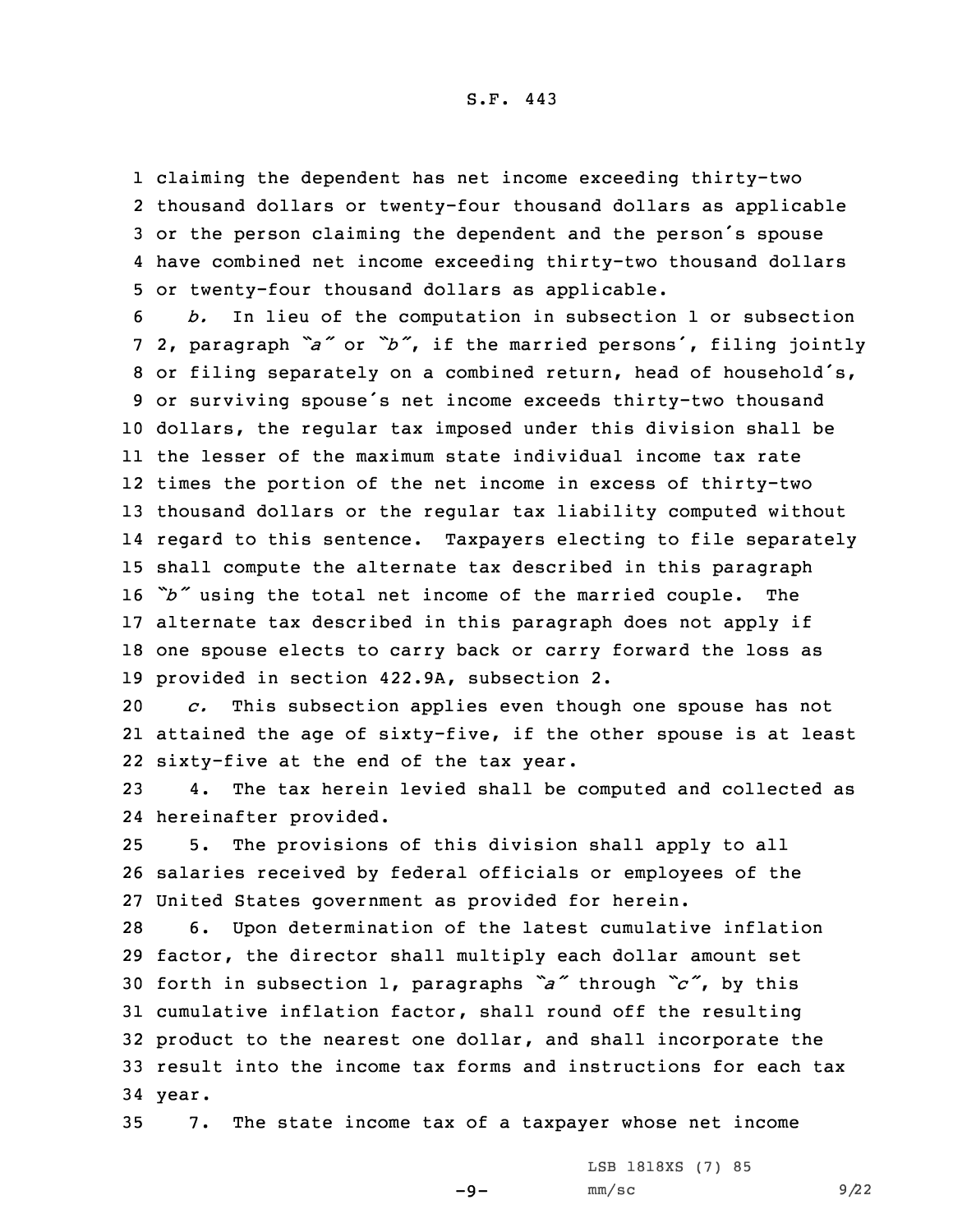claiming the dependent has net income exceeding thirty-two thousand dollars or twenty-four thousand dollars as applicable or the person claiming the dependent and the person's spouse have combined net income exceeding thirty-two thousand dollars or twenty-four thousand dollars as applicable.

*b.* In lieu of the computation in subsection 1 or subsection 2, paragraph *"a"* or *"b"*, if the married persons', filing jointly or filing separately on a combined return, head of household's, or surviving spouse's net income exceeds thirty-two thousand dollars, the regular tax imposed under this division shall be the lesser of the maximum state individual income tax rate times the portion of the net income in excess of thirty-two thousand dollars or the regular tax liability computed without regard to this sentence. Taxpayers electing to file separately shall compute the alternate tax described in this paragraph *"b"* using the total net income of the married couple. The alternate tax described in this paragraph does not apply if one spouse elects to carry back or carry forward the loss as provided in section 422.9A, subsection 2.

*c.* This subsection applies even though one spouse has not attained the age of sixty-five, if the other spouse is at least sixty-five at the end of the tax year.

4. The tax herein levied shall be computed and collected as hereinafter provided.

5. The provisions of this division shall apply to all salaries received by federal officials or employees of the United States government as provided for herein.

6. Upon determination of the latest cumulative inflation factor, the director shall multiply each dollar amount set forth in subsection 1, paragraphs *"a"* through *"c"*, by this cumulative inflation factor, shall round off the resulting product to the nearest one dollar, and shall incorporate the result into the income tax forms and instructions for each tax year.

7. The state income tax of a taxpayer whose net income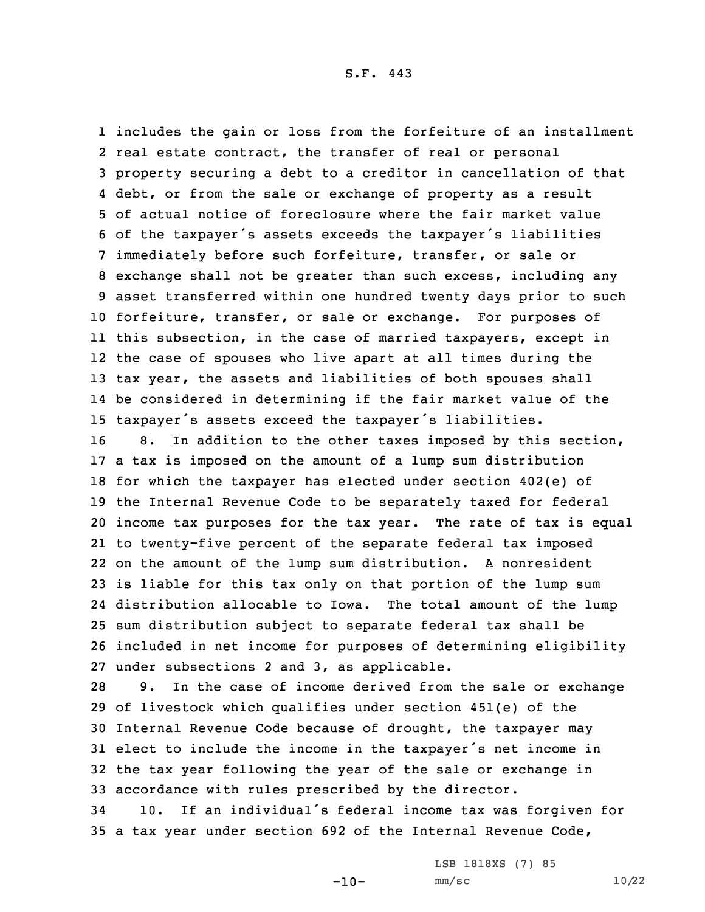includes the gain or loss from the forfeiture of an installment real estate contract, the transfer of real or personal property securing a debt to a creditor in cancellation of that debt, or from the sale or exchange of property as a result of actual notice of foreclosure where the fair market value of the taxpayer's assets exceeds the taxpayer's liabilities immediately before such forfeiture, transfer, or sale or exchange shall not be greater than such excess, including any asset transferred within one hundred twenty days prior to such forfeiture, transfer, or sale or exchange. For purposes of this subsection, in the case of married taxpayers, except in the case of spouses who live apart at all times during the tax year, the assets and liabilities of both spouses shall be considered in determining if the fair market value of the taxpayer's assets exceed the taxpayer's liabilities.

8. In addition to the other taxes imposed by this section, a tax is imposed on the amount of a lump sum distribution for which the taxpayer has elected under section 402(e) of the Internal Revenue Code to be separately taxed for federal income tax purposes for the tax year. The rate of tax is equal to twenty-five percent of the separate federal tax imposed on the amount of the lump sum distribution. A nonresident is liable for this tax only on that portion of the lump sum distribution allocable to Iowa. The total amount of the lump sum distribution subject to separate federal tax shall be included in net income for purposes of determining eligibility under subsections 2 and 3, as applicable.

9. In the case of income derived from the sale or exchange of livestock which qualifies under section 451(e) of the Internal Revenue Code because of drought, the taxpayer may elect to include the income in the taxpayer's net income in the tax year following the year of the sale or exchange in accordance with rules prescribed by the director.

10. If an individual's federal income tax was forgiven for a tax year under section 692 of the Internal Revenue Code,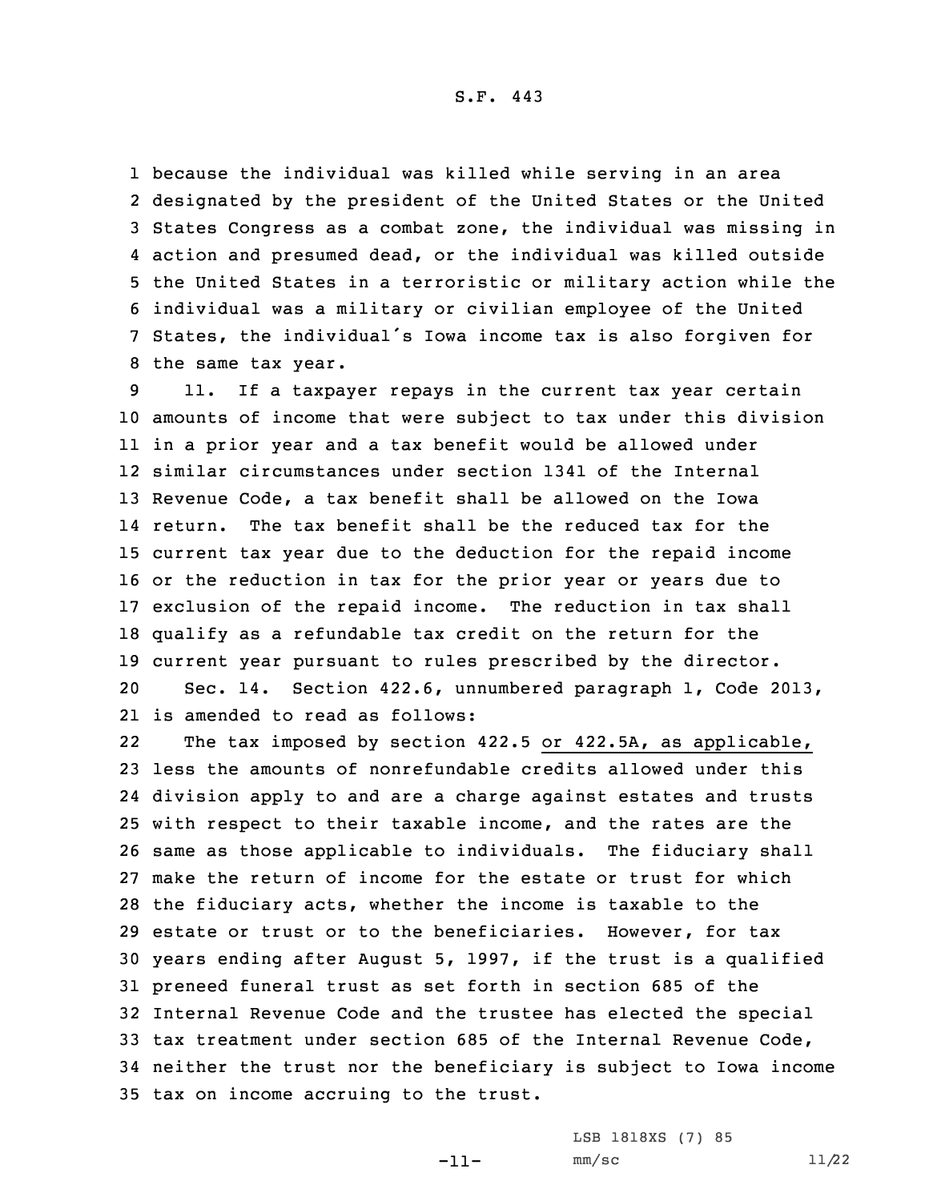because the individual was killed while serving in an area designated by the president of the United States or the United States Congress as a combat zone, the individual was missing in action and presumed dead, or the individual was killed outside the United States in a terroristic or military action while the individual was a military or civilian employee of the United States, the individual's Iowa income tax is also forgiven for the same tax year.

11. If a taxpayer repays in the current tax year certain amounts of income that were subject to tax under this division in a prior year and a tax benefit would be allowed under similar circumstances under section 1341 of the Internal Revenue Code, a tax benefit shall be allowed on the Iowa return. The tax benefit shall be the reduced tax for the current tax year due to the deduction for the repaid income or the reduction in tax for the prior year or years due to exclusion of the repaid income. The reduction in tax shall qualify as a refundable tax credit on the return for the current year pursuant to rules prescribed by the director.

Sec. 14. Section 422.6, unnumbered paragraph 1, Code 2013, is amended to read as follows:

The tax imposed by section 422.5 or 422.5A, as applicable, less the amounts of nonrefundable credits allowed under this division apply to and are a charge against estates and trusts with respect to their taxable income, and the rates are the same as those applicable to individuals. The fiduciary shall make the return of income for the estate or trust for which the fiduciary acts, whether the income is taxable to the estate or trust or to the beneficiaries. However, for tax years ending after August 5, 1997, if the trust is a qualified preneed funeral trust as set forth in section 685 of the Internal Revenue Code and the trustee has elected the special tax treatment under section 685 of the Internal Revenue Code, neither the trust nor the beneficiary is subject to Iowa income tax on income accruing to the trust.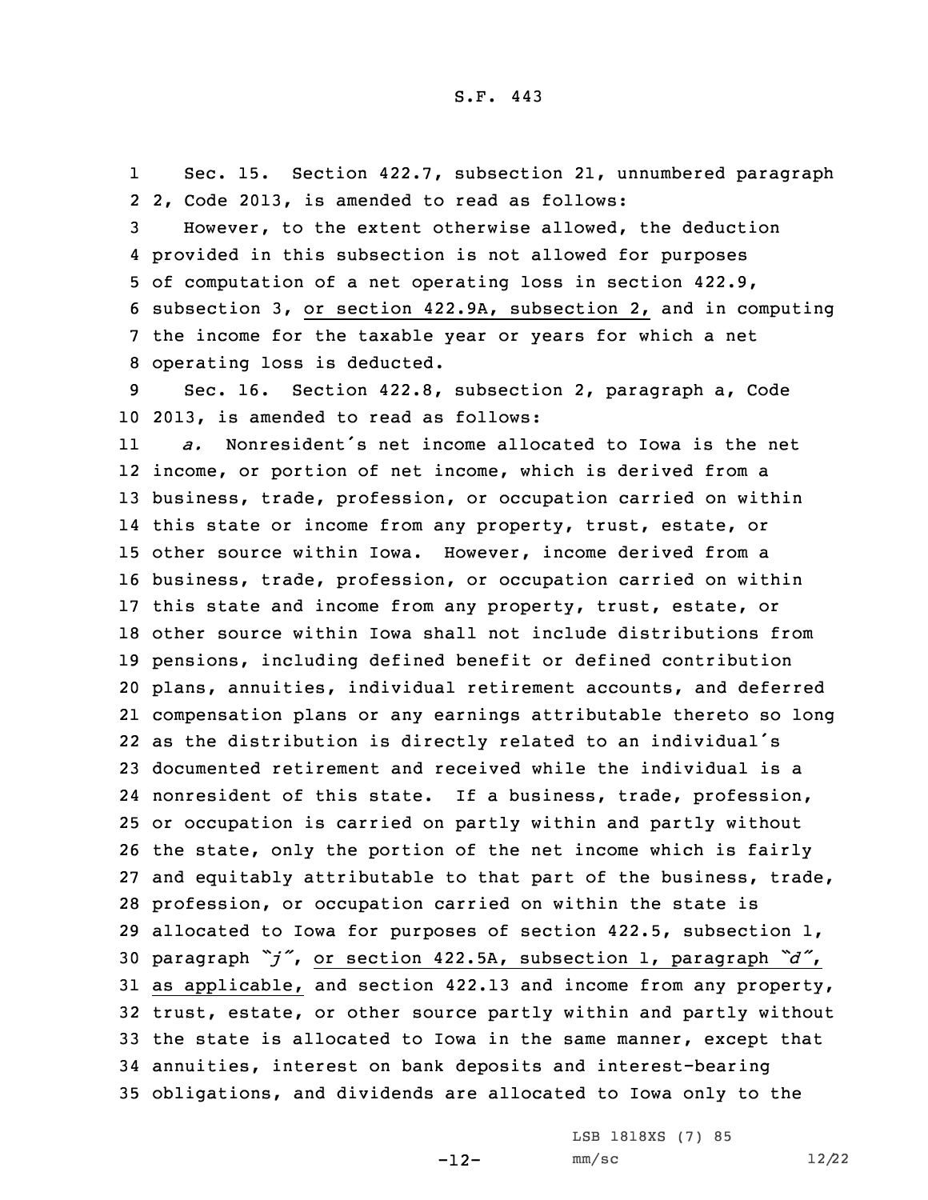Sec. 15. Section 422.7, subsection 21, unnumbered paragraph 2, Code 2013, is amended to read as follows:

However, to the extent otherwise allowed, the deduction provided in this subsection is not allowed for purposes of computation of a net operating loss in section 422.9, subsection 3, or section 422.9A, subsection 2, and in computing the income for the taxable year or years for which a net operating loss is deducted.

Sec. 16. Section 422.8, subsection 2, paragraph a, Code 2013, is amended to read as follows:

*a.* Nonresident's net income allocated to Iowa is the net income, or portion of net income, which is derived from a business, trade, profession, or occupation carried on within this state or income from any property, trust, estate, or other source within Iowa. However, income derived from a business, trade, profession, or occupation carried on within this state and income from any property, trust, estate, or other source within Iowa shall not include distributions from pensions, including defined benefit or defined contribution plans, annuities, individual retirement accounts, and deferred compensation plans or any earnings attributable thereto so long as the distribution is directly related to an individual's documented retirement and received while the individual is a nonresident of this state. If a business, trade, profession, or occupation is carried on partly within and partly without the state, only the portion of the net income which is fairly and equitably attributable to that part of the business, trade, profession, or occupation carried on within the state is allocated to Iowa for purposes of section 422.5, subsection 1, paragraph *"j"*, or section 422.5A, subsection 1, paragraph *"d"*, as applicable, and section 422.13 and income from any property, trust, estate, or other source partly within and partly without the state is allocated to Iowa in the same manner, except that annuities, interest on bank deposits and interest-bearing obligations, and dividends are allocated to Iowa only to the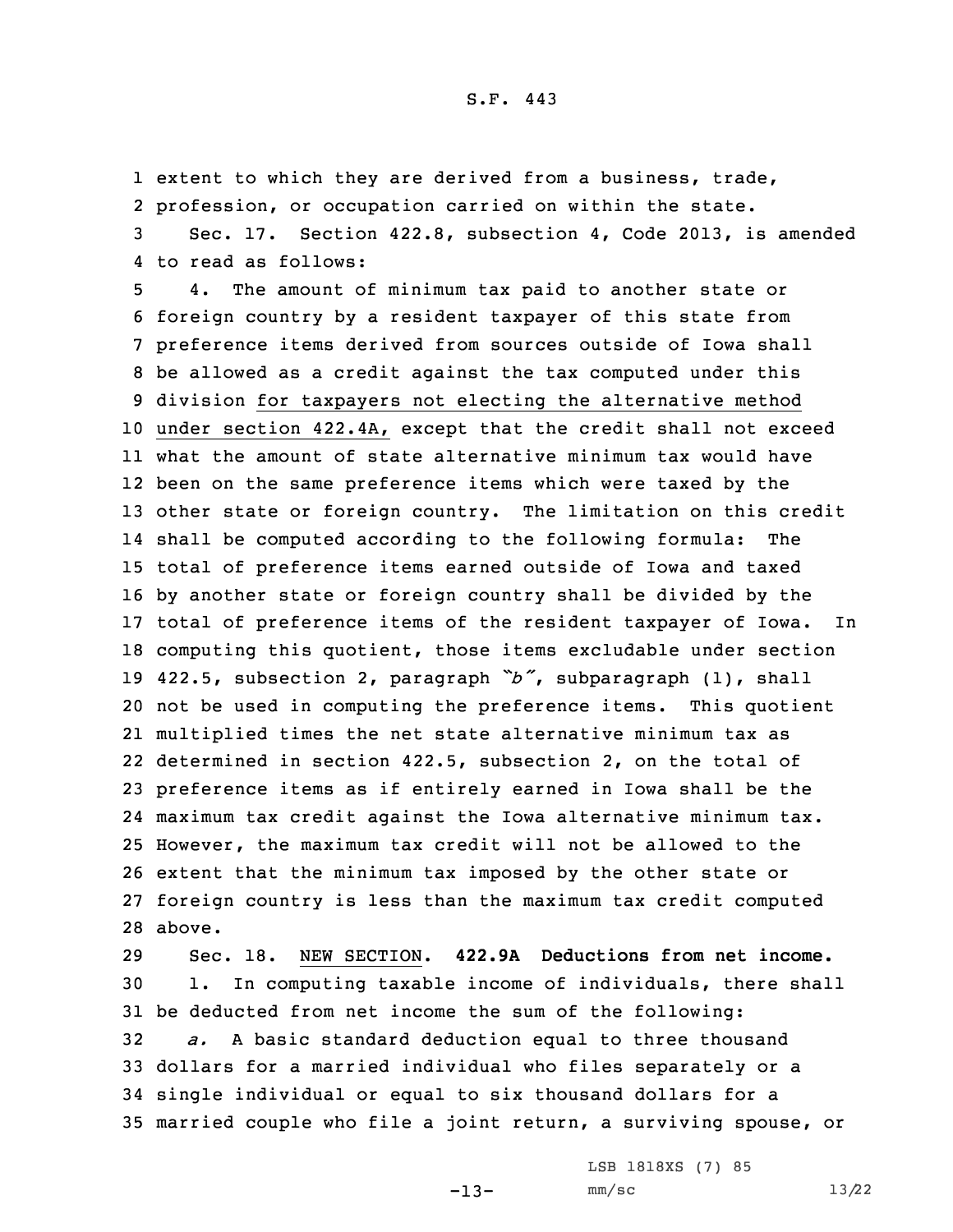extent to which they are derived from a business, trade, profession, or occupation carried on within the state.

Sec. 17. Section 422.8, subsection 4, Code 2013, is amended to read as follows:

4. The amount of minimum tax paid to another state or foreign country by a resident taxpayer of this state from preference items derived from sources outside of Iowa shall be allowed as a credit against the tax computed under this division for taxpayers not electing the alternative method under section 422.4A, except that the credit shall not exceed what the amount of state alternative minimum tax would have been on the same preference items which were taxed by the other state or foreign country. The limitation on this credit shall be computed according to the following formula: The total of preference items earned outside of Iowa and taxed by another state or foreign country shall be divided by the total of preference items of the resident taxpayer of Iowa. In computing this quotient, those items excludable under section 422.5, subsection 2, paragraph *"b"*, subparagraph (1), shall not be used in computing the preference items. This quotient multiplied times the net state alternative minimum tax as determined in section 422.5, subsection 2, on the total of preference items as if entirely earned in Iowa shall be the maximum tax credit against the Iowa alternative minimum tax. However, the maximum tax credit will not be allowed to the extent that the minimum tax imposed by the other state or foreign country is less than the maximum tax credit computed above.

Sec. 18. NEW SECTION. **422.9A Deductions from net income.**

1. In computing taxable income of individuals, there shall be deducted from net income the sum of the following:

*a.* A basic standard deduction equal to three thousand dollars for a married individual who files separately or a single individual or equal to six thousand dollars for a married couple who file a joint return, a surviving spouse, or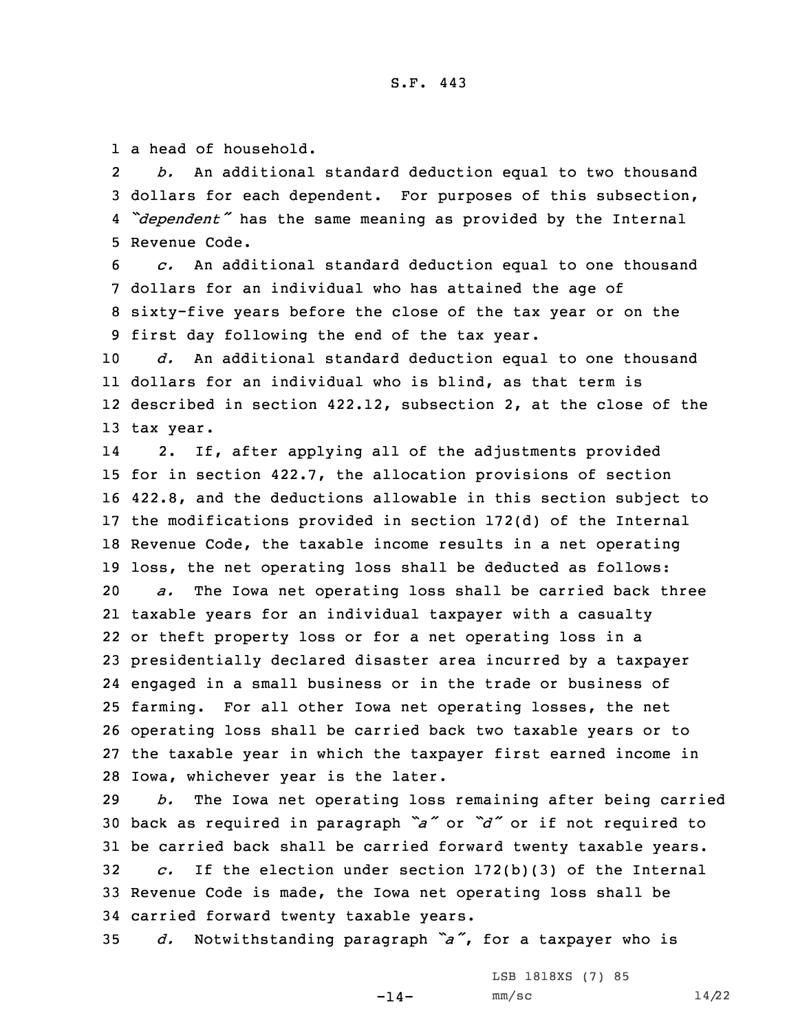a head of household.

*b.* An additional standard deduction equal to two thousand dollars for each dependent. For purposes of this subsection, *"dependent"* has the same meaning as provided by the Internal Revenue Code.

*c.* An additional standard deduction equal to one thousand dollars for an individual who has attained the age of sixty-five years before the close of the tax year or on the first day following the end of the tax year.

*d.* An additional standard deduction equal to one thousand dollars for an individual who is blind, as that term is described in section 422.12, subsection 2, at the close of the tax year.

2. If, after applying all of the adjustments provided for in section 422.7, the allocation provisions of section 422.8, and the deductions allowable in this section subject to the modifications provided in section 172(d) of the Internal Revenue Code, the taxable income results in a net operating loss, the net operating loss shall be deducted as follows:

*a.* The Iowa net operating loss shall be carried back three taxable years for an individual taxpayer with a casualty or theft property loss or for a net operating loss in a presidentially declared disaster area incurred by a taxpayer engaged in a small business or in the trade or business of farming. For all other Iowa net operating losses, the net operating loss shall be carried back two taxable years or to the taxable year in which the taxpayer first earned income in Iowa, whichever year is the later.

*b.* The Iowa net operating loss remaining after being carried back as required in paragraph *"a"* or *"d"* or if not required to be carried back shall be carried forward twenty taxable years.

*c.* If the election under section 172(b)(3) of the Internal Revenue Code is made, the Iowa net operating loss shall be carried forward twenty taxable years.

*d.* Notwithstanding paragraph *"a"*, for a taxpayer who is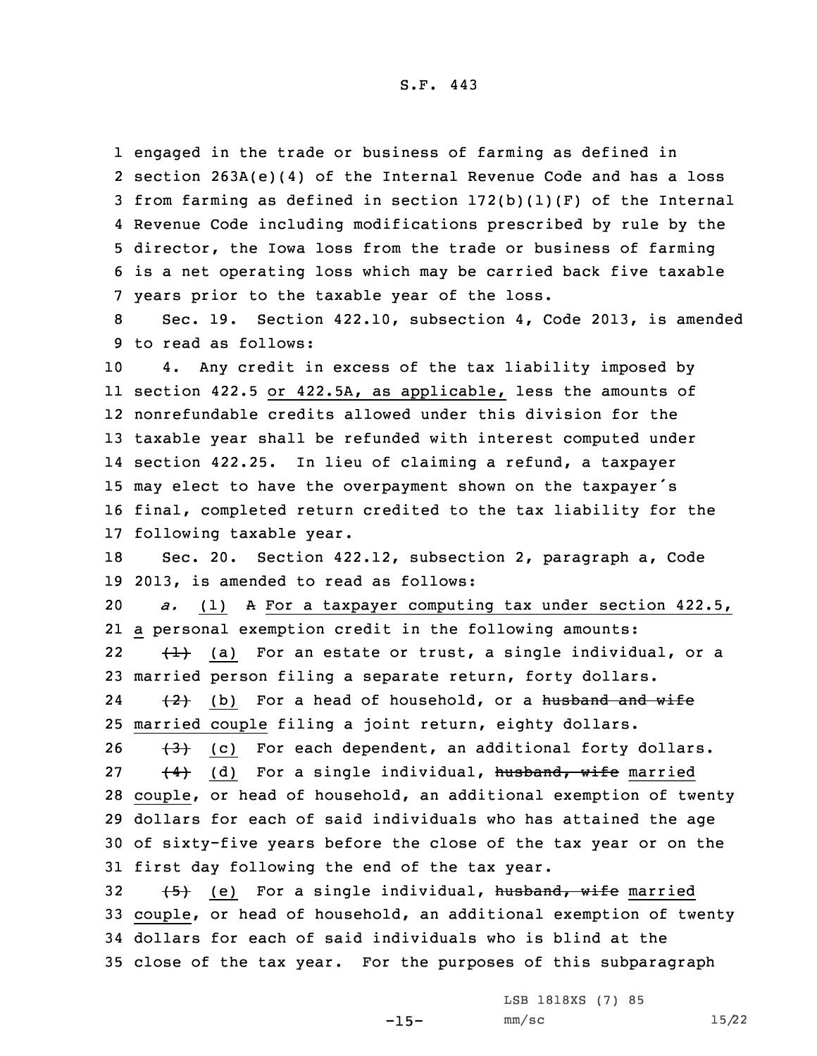engaged in the trade or business of farming as defined in section 263A(e)(4) of the Internal Revenue Code and has a loss from farming as defined in section 172(b)(1)(F) of the Internal Revenue Code including modifications prescribed by rule by the director, the Iowa loss from the trade or business of farming is a net operating loss which may be carried back five taxable years prior to the taxable year of the loss.

Sec. 19. Section 422.10, subsection 4, Code 2013, is amended to read as follows:

4. Any credit in excess of the tax liability imposed by section 422.5 or 422.5A, as applicable, less the amounts of nonrefundable credits allowed under this division for the taxable year shall be refunded with interest computed under section 422.25. In lieu of claiming a refund, a taxpayer may elect to have the overpayment shown on the taxpayer's final, completed return credited to the tax liability for the following taxable year.

Sec. 20. Section 422.12, subsection 2, paragraph a, Code 2013, is amended to read as follows:

*a.* (1) ~~A~~ For a taxpayer computing tax under section 422.5, a personal exemption credit in the following amounts:

~~(1)~~ (a) For an estate or trust, a single individual, or a married person filing a separate return, forty dollars.

~~(2)~~ (b) For a head of household, or a ~~husband and wife~~ married couple filing a joint return, eighty dollars.

~~(3)~~ (c) For each dependent, an additional forty dollars.

~~(4)~~ (d) For a single individual, ~~husband, wife~~ married couple, or head of household, an additional exemption of twenty dollars for each of said individuals who has attained the age of sixty-five years before the close of the tax year or on the first day following the end of the tax year.

~~(5)~~ (e) For a single individual, ~~husband, wife~~ married couple, or head of household, an additional exemption of twenty dollars for each of said individuals who is blind at the close of the tax year. For the purposes of this subparagraph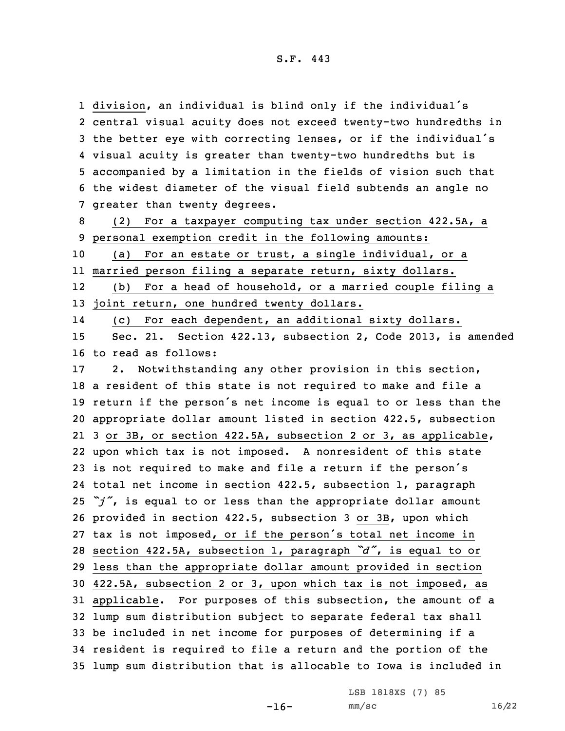division, an individual is blind only if the individual's central visual acuity does not exceed twenty-two hundredths in the better eye with correcting lenses, or if the individual's visual acuity is greater than twenty-two hundredths but is accompanied by a limitation in the fields of vision such that the widest diameter of the visual field subtends an angle no greater than twenty degrees.

(2) For a taxpayer computing tax under section 422.5A, a personal exemption credit in the following amounts:

(a) For an estate or trust, a single individual, or a married person filing a separate return, sixty dollars.

(b) For a head of household, or a married couple filing a joint return, one hundred twenty dollars.

(c) For each dependent, an additional sixty dollars.

Sec. 21. Section 422.13, subsection 2, Code 2013, is amended to read as follows:

2. Notwithstanding any other provision in this section, a resident of this state is not required to make and file a return if the person's net income is equal to or less than the appropriate dollar amount listed in section 422.5, subsection 3 or 3B, or section 422.5A, subsection 2 or 3, as applicable, upon which tax is not imposed. A nonresident of this state is not required to make and file a return if the person's total net income in section 422.5, subsection 1, paragraph *"j"*, is equal to or less than the appropriate dollar amount provided in section 422.5, subsection 3 or 3B, upon which tax is not imposed, or if the person's total net income in section 422.5A, subsection 1, paragraph *"d"*, is equal to or less than the appropriate dollar amount provided in section 422.5A, subsection 2 or 3, upon which tax is not imposed, as applicable. For purposes of this subsection, the amount of a lump sum distribution subject to separate federal tax shall be included in net income for purposes of determining if a resident is required to file a return and the portion of the lump sum distribution that is allocable to Iowa is included in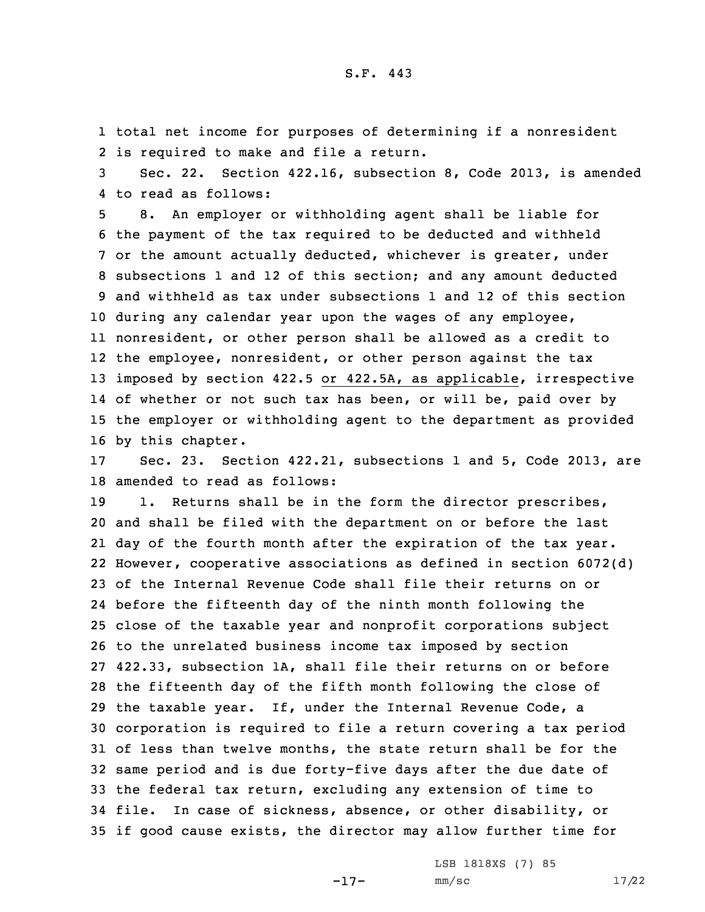total net income for purposes of determining if a nonresident is required to make and file a return.

Sec. 22. Section 422.16, subsection 8, Code 2013, is amended to read as follows:

8. An employer or withholding agent shall be liable for the payment of the tax required to be deducted and withheld or the amount actually deducted, whichever is greater, under subsections 1 and 12 of this section; and any amount deducted and withheld as tax under subsections 1 and 12 of this section during any calendar year upon the wages of any employee, nonresident, or other person shall be allowed as a credit to the employee, nonresident, or other person against the tax imposed by section 422.5 or 422.5A, as applicable, irrespective of whether or not such tax has been, or will be, paid over by the employer or withholding agent to the department as provided by this chapter.

Sec. 23. Section 422.21, subsections 1 and 5, Code 2013, are amended to read as follows:

1. Returns shall be in the form the director prescribes, and shall be filed with the department on or before the last day of the fourth month after the expiration of the tax year. However, cooperative associations as defined in section 6072(d) of the Internal Revenue Code shall file their returns on or before the fifteenth day of the ninth month following the close of the taxable year and nonprofit corporations subject to the unrelated business income tax imposed by section 422.33, subsection 1A, shall file their returns on or before the fifteenth day of the fifth month following the close of the taxable year. If, under the Internal Revenue Code, a corporation is required to file a return covering a tax period of less than twelve months, the state return shall be for the same period and is due forty-five days after the due date of the federal tax return, excluding any extension of time to file. In case of sickness, absence, or other disability, or if good cause exists, the director may allow further time for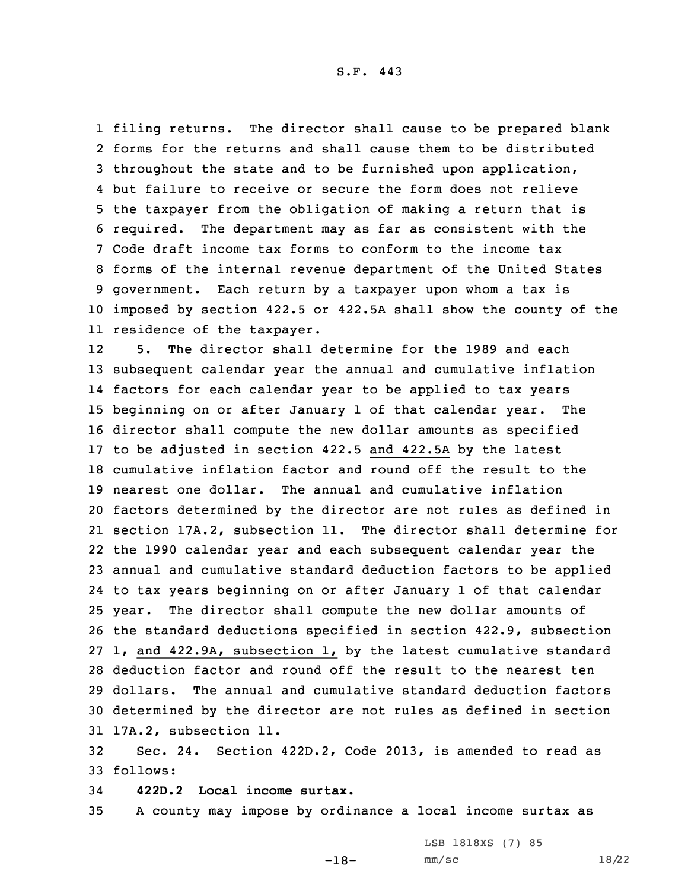filing returns. The director shall cause to be prepared blank forms for the returns and shall cause them to be distributed throughout the state and to be furnished upon application, but failure to receive or secure the form does not relieve the taxpayer from the obligation of making a return that is required. The department may as far as consistent with the Code draft income tax forms to conform to the income tax forms of the internal revenue department of the United States government. Each return by a taxpayer upon whom a tax is imposed by section 422.5 or 422.5A shall show the county of the residence of the taxpayer.

5. The director shall determine for the 1989 and each subsequent calendar year the annual and cumulative inflation factors for each calendar year to be applied to tax years beginning on or after January 1 of that calendar year. The director shall compute the new dollar amounts as specified to be adjusted in section 422.5 and 422.5A by the latest cumulative inflation factor and round off the result to the nearest one dollar. The annual and cumulative inflation factors determined by the director are not rules as defined in section 17A.2, subsection 11. The director shall determine for the 1990 calendar year and each subsequent calendar year the annual and cumulative standard deduction factors to be applied to tax years beginning on or after January 1 of that calendar year. The director shall compute the new dollar amounts of the standard deductions specified in section 422.9, subsection 1, and 422.9A, subsection 1, by the latest cumulative standard deduction factor and round off the result to the nearest ten dollars. The annual and cumulative standard deduction factors determined by the director are not rules as defined in section 17A.2, subsection 11.

Sec. 24. Section 422D.2, Code 2013, is amended to read as follows:

**422D.2 Local income surtax.**

A county may impose by ordinance a local income surtax as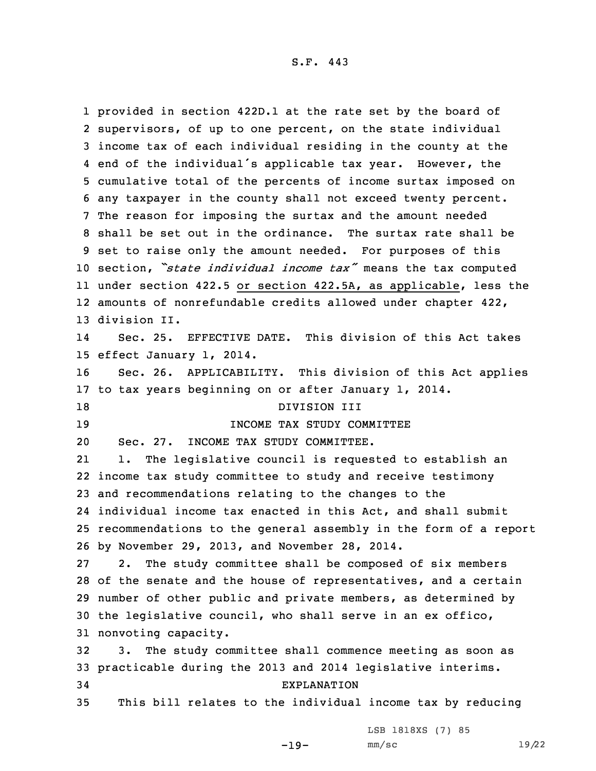provided in section 422D.1 at the rate set by the board of supervisors, of up to one percent, on the state individual income tax of each individual residing in the county at the end of the individual's applicable tax year. However, the cumulative total of the percents of income surtax imposed on any taxpayer in the county shall not exceed twenty percent. The reason for imposing the surtax and the amount needed shall be set out in the ordinance. The surtax rate shall be set to raise only the amount needed. For purposes of this section, *"state individual income tax"* means the tax computed under section 422.5 or section 422.5A, as applicable, less the amounts of nonrefundable credits allowed under chapter 422, division II.

Sec. 25. EFFECTIVE DATE. This division of this Act takes effect January 1, 2014.

Sec. 26. APPLICABILITY. This division of this Act applies to tax years beginning on or after January 1, 2014.

## DIVISION III

## INCOME TAX STUDY COMMITTEE

Sec. 27. INCOME TAX STUDY COMMITTEE.

1. The legislative council is requested to establish an income tax study committee to study and receive testimony and recommendations relating to the changes to the individual income tax enacted in this Act, and shall submit recommendations to the general assembly in the form of a report by November 29, 2013, and November 28, 2014.

2. The study committee shall be composed of six members of the senate and the house of representatives, and a certain number of other public and private members, as determined by the legislative council, who shall serve in an ex offico, nonvoting capacity.

3. The study committee shall commence meeting as soon as practicable during the 2013 and 2014 legislative interims.

## EXPLANATION

This bill relates to the individual income tax by reducing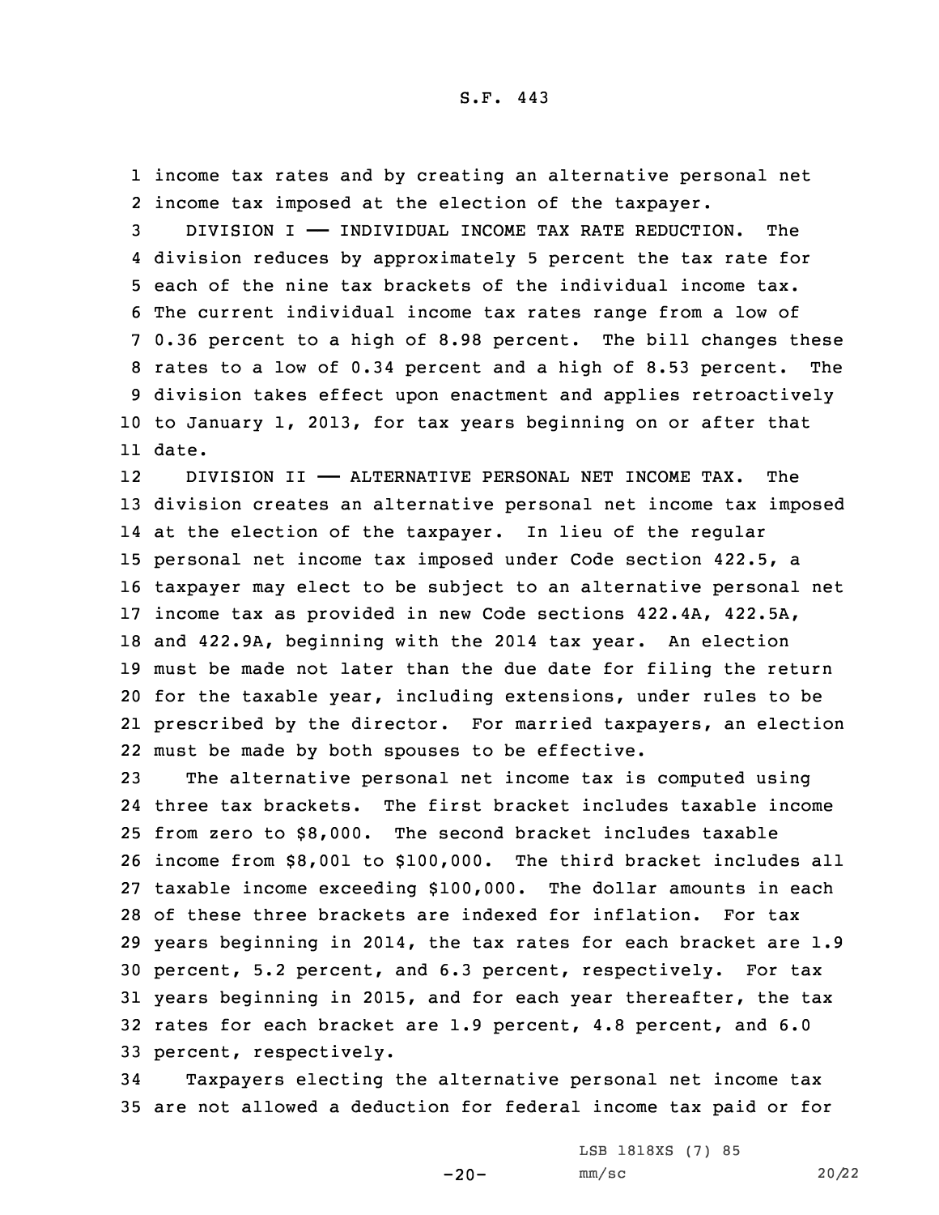income tax rates and by creating an alternative personal net income tax imposed at the election of the taxpayer.

DIVISION I —— INDIVIDUAL INCOME TAX RATE REDUCTION. The division reduces by approximately 5 percent the tax rate for each of the nine tax brackets of the individual income tax. The current individual income tax rates range from a low of 0.36 percent to a high of 8.98 percent. The bill changes these rates to a low of 0.34 percent and a high of 8.53 percent. The division takes effect upon enactment and applies retroactively to January 1, 2013, for tax years beginning on or after that date.

DIVISION II —— ALTERNATIVE PERSONAL NET INCOME TAX. The division creates an alternative personal net income tax imposed at the election of the taxpayer. In lieu of the regular personal net income tax imposed under Code section 422.5, a taxpayer may elect to be subject to an alternative personal net income tax as provided in new Code sections 422.4A, 422.5A, and 422.9A, beginning with the 2014 tax year. An election must be made not later than the due date for filing the return for the taxable year, including extensions, under rules to be prescribed by the director. For married taxpayers, an election must be made by both spouses to be effective.

The alternative personal net income tax is computed using three tax brackets. The first bracket includes taxable income from zero to $8,000. The second bracket includes taxable income from $8,001 to $100,000. The third bracket includes all taxable income exceeding $100,000. The dollar amounts in each of these three brackets are indexed for inflation. For tax years beginning in 2014, the tax rates for each bracket are 1.9 percent, 5.2 percent, and 6.3 percent, respectively. For tax years beginning in 2015, and for each year thereafter, the tax rates for each bracket are 1.9 percent, 4.8 percent, and 6.0 percent, respectively.

Taxpayers electing the alternative personal net income tax are not allowed a deduction for federal income tax paid or for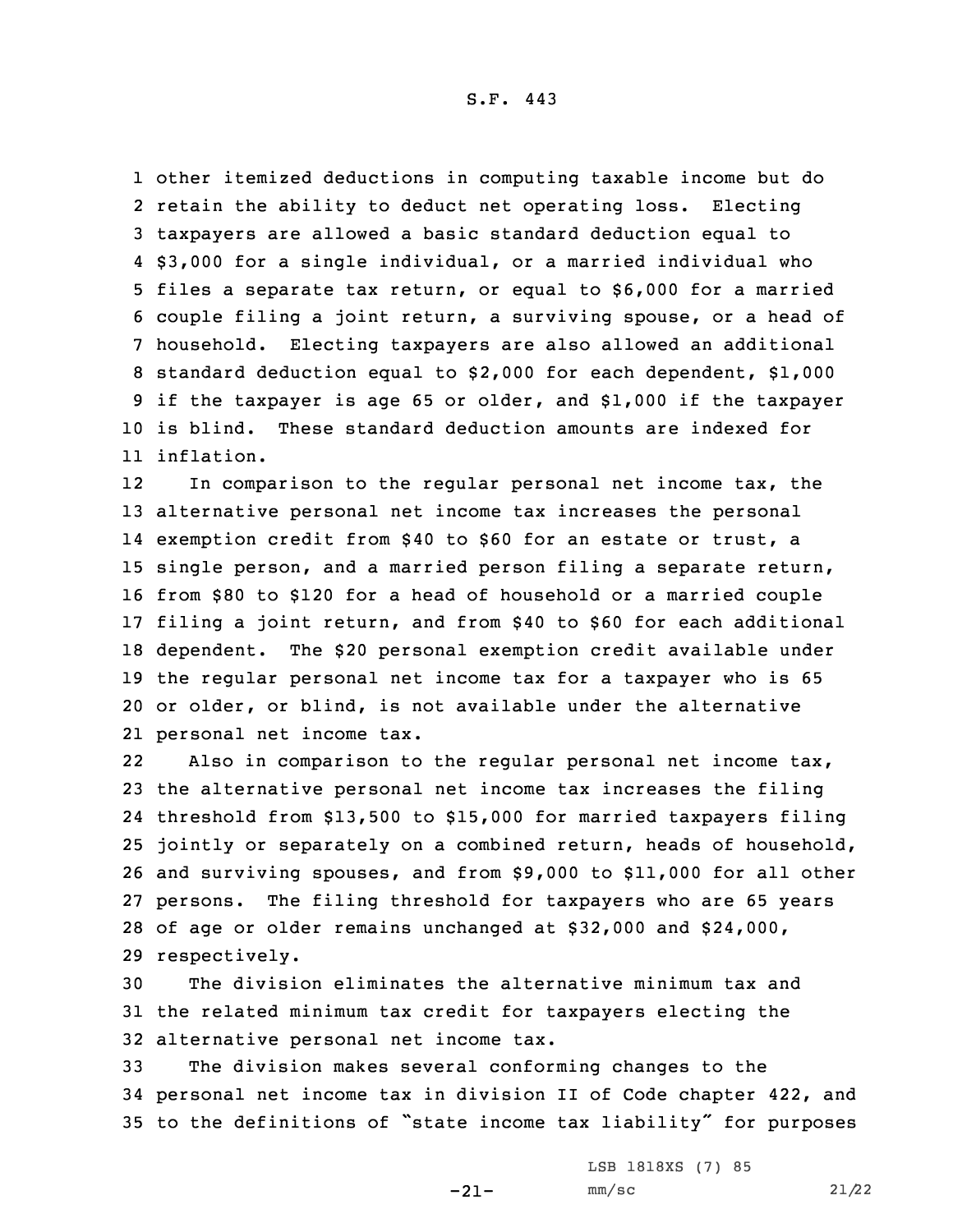other itemized deductions in computing taxable income but do retain the ability to deduct net operating loss. Electing taxpayers are allowed a basic standard deduction equal to $3,000 for a single individual, or a married individual who files a separate tax return, or equal to $6,000 for a married couple filing a joint return, a surviving spouse, or a head of household. Electing taxpayers are also allowed an additional standard deduction equal to $2,000 for each dependent, $1,000 if the taxpayer is age 65 or older, and $1,000 if the taxpayer is blind. These standard deduction amounts are indexed for inflation.

In comparison to the regular personal net income tax, the alternative personal net income tax increases the personal exemption credit from $40 to $60 for an estate or trust, a single person, and a married person filing a separate return, from $80 to $120 for a head of household or a married couple filing a joint return, and from $40 to $60 for each additional dependent. The $20 personal exemption credit available under the regular personal net income tax for a taxpayer who is 65 or older, or blind, is not available under the alternative personal net income tax.

Also in comparison to the regular personal net income tax, the alternative personal net income tax increases the filing threshold from $13,500 to $15,000 for married taxpayers filing jointly or separately on a combined return, heads of household, and surviving spouses, and from $9,000 to $11,000 for all other persons. The filing threshold for taxpayers who are 65 years of age or older remains unchanged at $32,000 and $24,000, respectively.

The division eliminates the alternative minimum tax and the related minimum tax credit for taxpayers electing the alternative personal net income tax.

The division makes several conforming changes to the personal net income tax in division II of Code chapter 422, and to the definitions of "state income tax liability" for purposes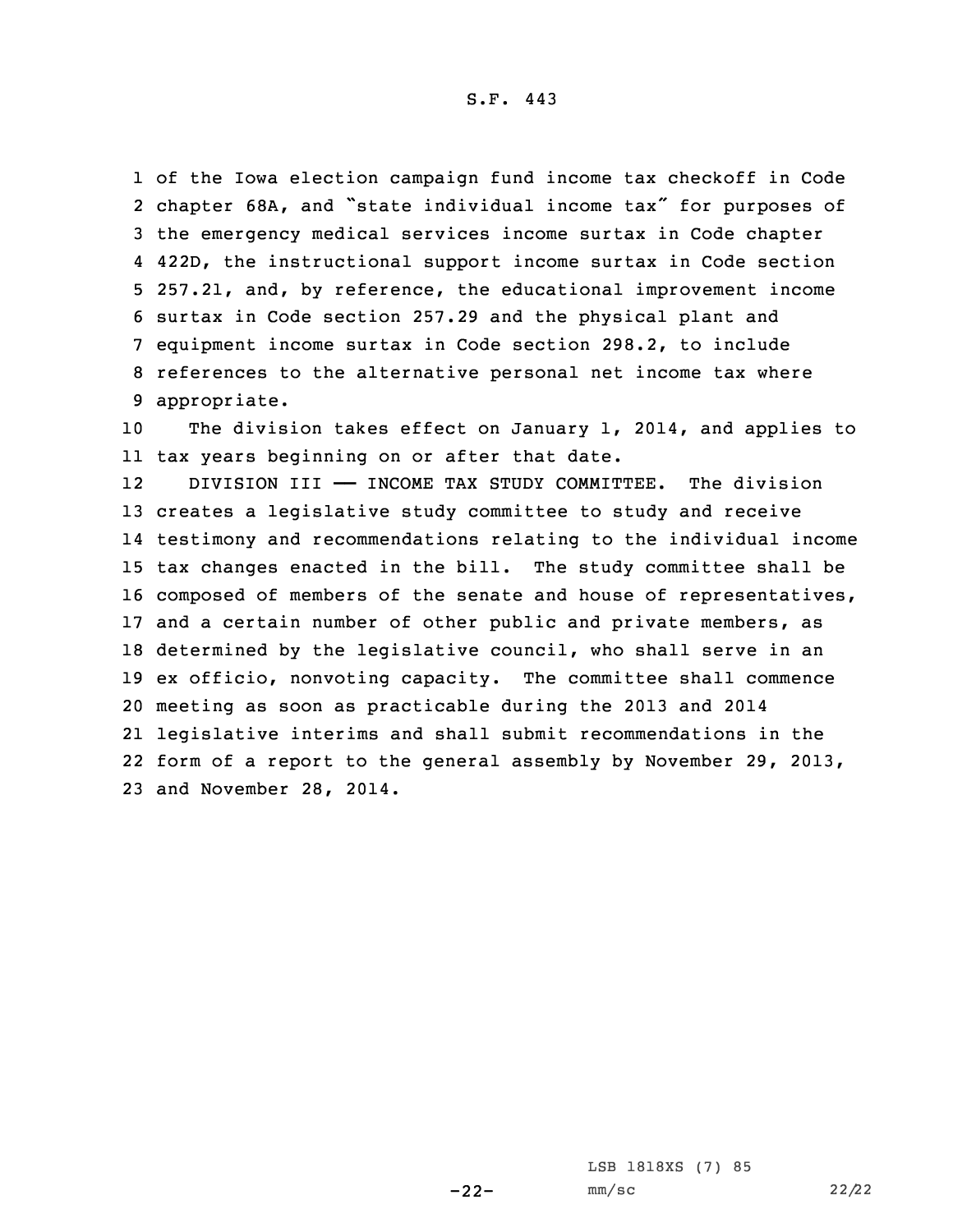of the Iowa election campaign fund income tax checkoff in Code chapter 68A, and "state individual income tax" for purposes of the emergency medical services income surtax in Code chapter 422D, the instructional support income surtax in Code section 257.21, and, by reference, the educational improvement income surtax in Code section 257.29 and the physical plant and equipment income surtax in Code section 298.2, to include references to the alternative personal net income tax where appropriate.

The division takes effect on January 1, 2014, and applies to tax years beginning on or after that date.

DIVISION III —— INCOME TAX STUDY COMMITTEE. The division creates a legislative study committee to study and receive testimony and recommendations relating to the individual income tax changes enacted in the bill. The study committee shall be composed of members of the senate and house of representatives, and a certain number of other public and private members, as determined by the legislative council, who shall serve in an ex officio, nonvoting capacity. The committee shall commence meeting as soon as practicable during the 2013 and 2014 legislative interims and shall submit recommendations in the form of a report to the general assembly by November 29, 2013, and November 28, 2014.

LSB 1818XS (7) 85
mm/sc